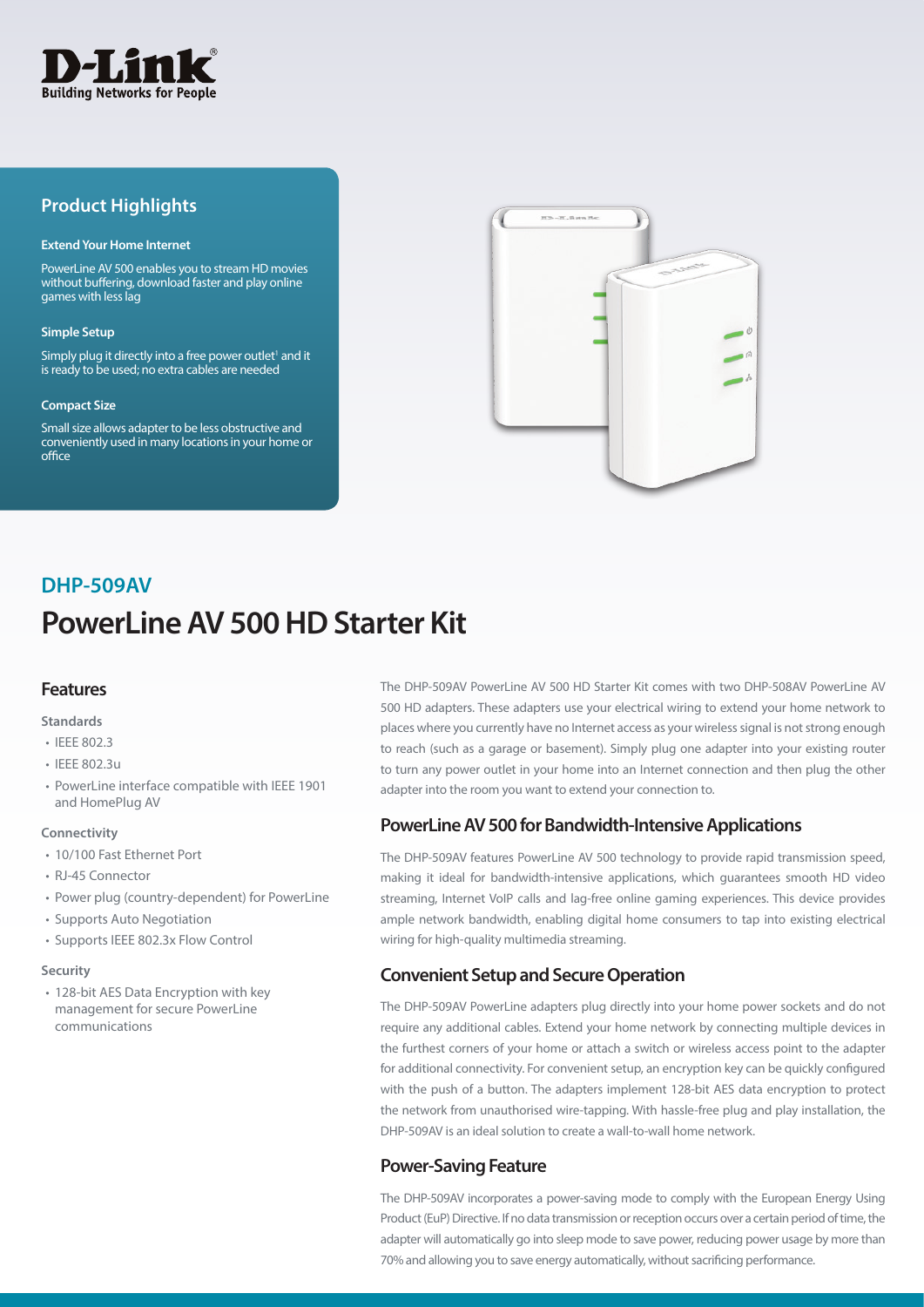D-Link
Building Networks for People

## Product Highlights

**Extend Your Home Internet**

PowerLine AV 500 enables you to stream HD movies without buffering, download faster and play online games with less lag

**Simple Setup**

Simply plug it directly into a free power outlet[1] and it is ready to be used; no extra cables are needed

**Compact Size**

Small size allows adapter to be less obstructive and conveniently used in many locations in your home or office

## DHP-509AV

# PowerLine AV 500 HD Starter Kit

### Features

**Standards**

- IEEE 802.3
- IEEE 802.3u
- PowerLine interface compatible with IEEE 1901 and HomePlug AV

**Connectivity**

- 10/100 Fast Ethernet Port
- RJ-45 Connector
- Power plug (country-dependent) for PowerLine
- Supports Auto Negotiation
- Supports IEEE 802.3x Flow Control

**Security**

- 128-bit AES Data Encryption with key management for secure PowerLine communications

The DHP-509AV PowerLine AV 500 HD Starter Kit comes with two DHP-508AV PowerLine AV 500 HD adapters. These adapters use your electrical wiring to extend your home network to places where you currently have no Internet access as your wireless signal is not strong enough to reach (such as a garage or basement). Simply plug one adapter into your existing router to turn any power outlet in your home into an Internet connection and then plug the other adapter into the room you want to extend your connection to.

### PowerLine AV 500 for Bandwidth-Intensive Applications

The DHP-509AV features PowerLine AV 500 technology to provide rapid transmission speed, making it ideal for bandwidth-intensive applications, which guarantees smooth HD video streaming, Internet VoIP calls and lag-free online gaming experiences. This device provides ample network bandwidth, enabling digital home consumers to tap into existing electrical wiring for high-quality multimedia streaming.

### Convenient Setup and Secure Operation

The DHP-509AV PowerLine adapters plug directly into your home power sockets and do not require any additional cables. Extend your home network by connecting multiple devices in the furthest corners of your home or attach a switch or wireless access point to the adapter for additional connectivity. For convenient setup, an encryption key can be quickly configured with the push of a button. The adapters implement 128-bit AES data encryption to protect the network from unauthorised wire-tapping. With hassle-free plug and play installation, the DHP-509AV is an ideal solution to create a wall-to-wall home network.

### Power-Saving Feature

The DHP-509AV incorporates a power-saving mode to comply with the European Energy Using Product (EuP) Directive. If no data transmission or reception occurs over a certain period of time, the adapter will automatically go into sleep mode to save power, reducing power usage by more than 70% and allowing you to save energy automatically, without sacrificing performance.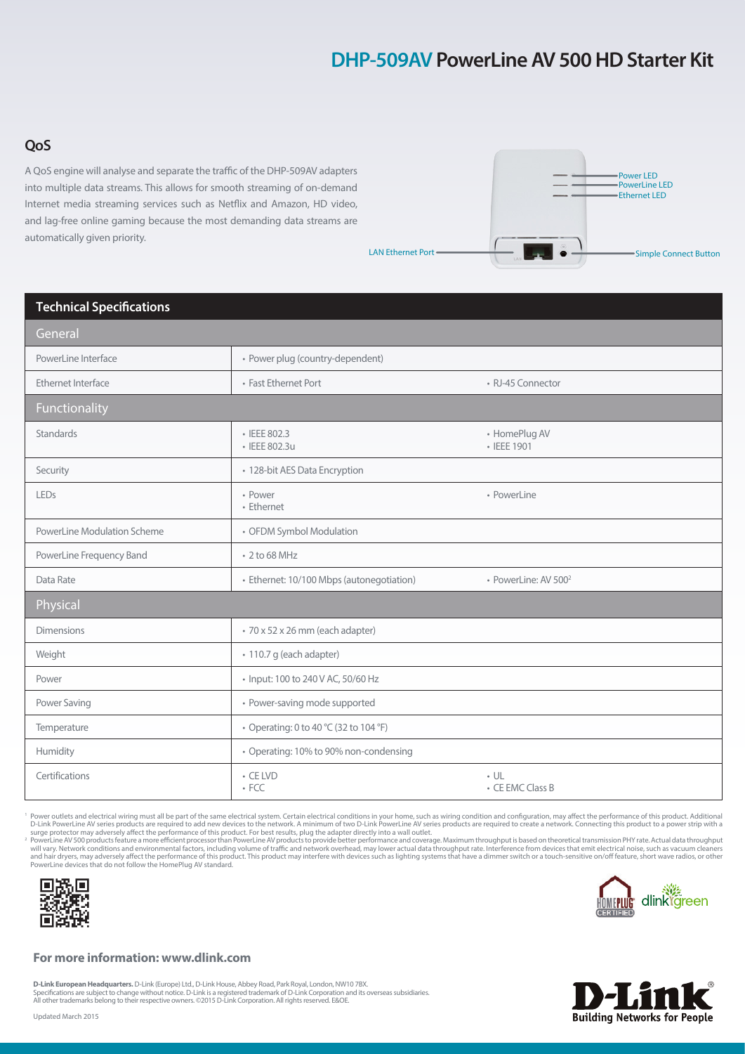# DHP-509AV PowerLine AV 500 HD Starter Kit

## QoS

A QoS engine will analyse and separate the traffic of the DHP-509AV adapters into multiple data streams. This allows for smooth streaming of on-demand Internet media streaming services such as Netflix and Amazon, HD video, and lag-free online gaming because the most demanding data streams are automatically given priority.

Power LED
PowerLine LED
Ethernet LED
LAN Ethernet Port
Simple Connect Button

## Technical Specifications

| | | |
|---|---|---|
| **General** | | |
| PowerLine Interface | • Power plug (country-dependent) | |
| Ethernet Interface | • Fast Ethernet Port | • RJ-45 Connector |
| **Functionality** | | |
| Standards | • IEEE 802.3<br>• IEEE 802.3u | • HomePlug AV<br>• IEEE 1901 |
| Security | • 128-bit AES Data Encryption | |
| LEDs | • Power<br>• Ethernet | • PowerLine |
| PowerLine Modulation Scheme | • OFDM Symbol Modulation | |
| PowerLine Frequency Band | • 2 to 68 MHz | |
| Data Rate | • Ethernet: 10/100 Mbps (autonegotiation) | • PowerLine: AV 500[2] |
| **Physical** | | |
| Dimensions | • 70 x 52 x 26 mm (each adapter) | |
| Weight | • 110.7 g (each adapter) | |
| Power | • Input: 100 to 240 V AC, 50/60 Hz | |
| Power Saving | • Power-saving mode supported | |
| Temperature | • Operating: 0 to 40 °C (32 to 104 °F) | |
| Humidity | • Operating: 10% to 90% non-condensing | |
| Certifications | • CE LVD<br>• FCC | • UL<br>• CE EMC Class B |

[1] Power outlets and electrical wiring must all be part of the same electrical system. Certain electrical conditions in your home, such as wiring condition and configuration, may affect the performance of this product. Additional D-Link PowerLine AV series products are required to add new devices to the network. A minimum of two D-Link PowerLine AV series products are required to create a network. Connecting this product to a power strip with a surge protector may adversely affect the performance of this product. For best results, plug the adapter directly into a wall outlet.

[2] PowerLine AV 500 products feature a more efficient processor than PowerLine AV products to provide better performance and coverage. Maximum throughput is based on theoretical transmission PHY rate. Actual data throughput will vary. Network conditions and environmental factors, including volume of traffic and network overhead, may lower actual data throughput rate. Interference from devices that emit electrical noise, such as vacuum cleaners and hair dryers, may adversely affect the performance of this product. This product may interfere with devices such as lighting systems that have a dimmer switch or a touch-sensitive on/off feature, short wave radios, or other PowerLine devices that do not follow the HomePlug AV standard.

HOMEPLUG CERTIFIED
dlink green

### For more information: www.dlink.com

**D-Link European Headquarters.** D-Link (Europe) Ltd., D-Link House, Abbey Road, Park Royal, London, NW10 7BX.
Specifications are subject to change without notice. D-Link is a registered trademark of D-Link Corporation and its overseas subsidiaries.
All other trademarks belong to their respective owners. ©2015 D-Link Corporation. All rights reserved. E&OE.

D-Link®
Building Networks for People

Updated March 2015